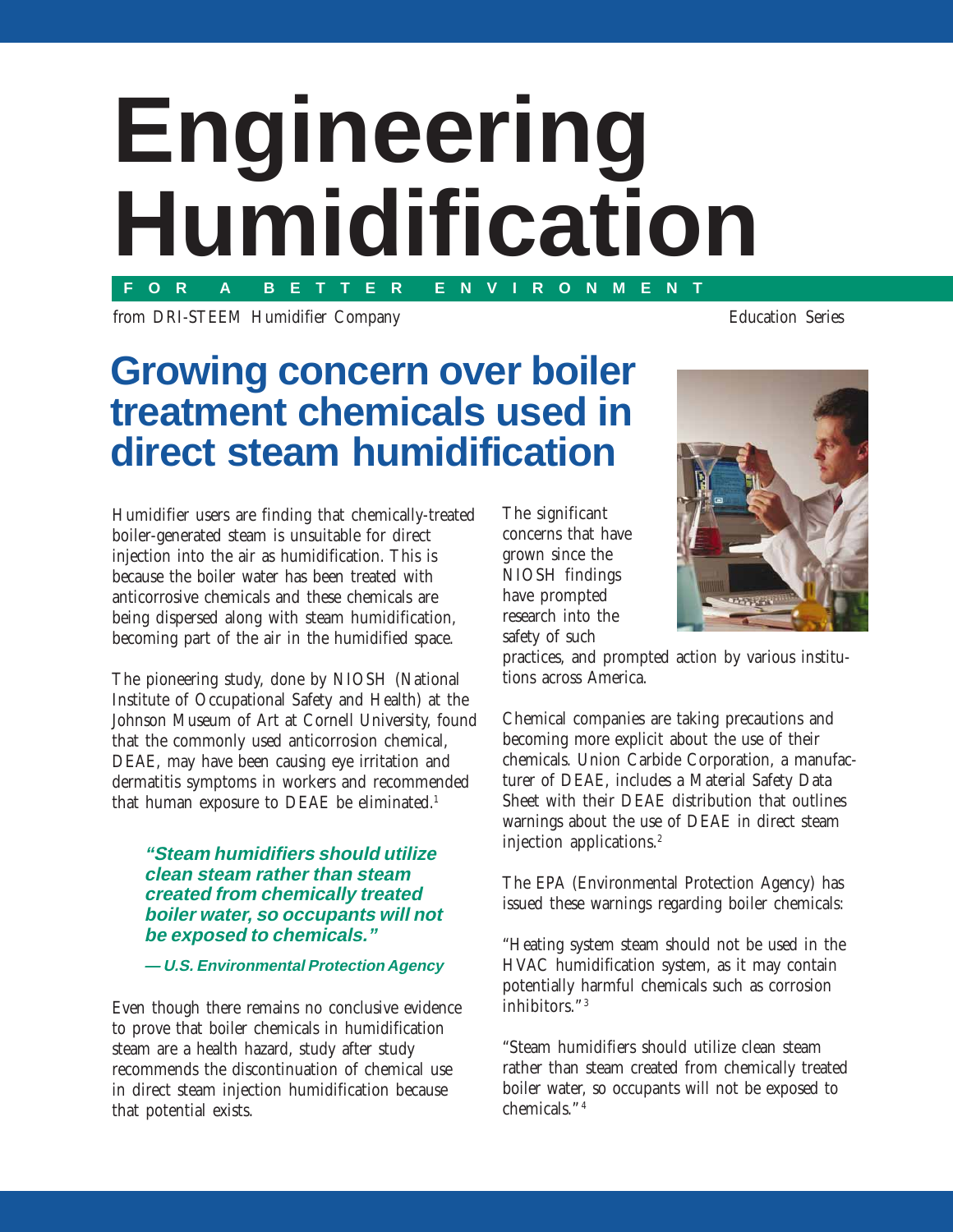# Engineering Humidification

FOR A BETTER ENVIRONMENT

from DRI-STEEM Humidifier Company

Education Series

## Growing concern over boiler treatment chemicals used in direct steam humidification

Humidifier users are finding that chemically-treated boiler-generated steam is unsuitable for direct injection into the air as humidification. This is because the boiler water has been treated with anticorrosive chemicals and these chemicals are being dispersed along with steam humidification, becoming part of the air in the humidified space.

The pioneering study, done by NIOSH (National Institute of Occupational Safety and Health) at the Johnson Museum of Art at Cornell University, found that the commonly used anticorrosion chemical, DEAE, may have been causing eye irritation and dermatitis symptoms in workers and recommended that human exposure to DEAE be eliminated.[1]

> ***"Steam humidifiers should utilize clean steam rather than steam created from chemically treated boiler water, so occupants will not be exposed to chemicals."***
>
> ***— U.S. Environmental Protection Agency***

Even though there remains no conclusive evidence to prove that boiler chemicals in humidification steam are a health hazard, study after study recommends the discontinuation of chemical use in direct steam injection humidification because that potential exists.

The significant concerns that have grown since the NIOSH findings have prompted research into the safety of such practices, and prompted action by various institutions across America.

Chemical companies are taking precautions and becoming more explicit about the use of their chemicals. Union Carbide Corporation, a manufacturer of DEAE, includes a Material Safety Data Sheet with their DEAE distribution that outlines warnings about the use of DEAE in direct steam injection applications.[2]

The EPA (Environmental Protection Agency) has issued these warnings regarding boiler chemicals:

"Heating system steam should not be used in the HVAC humidification system, as it may contain potentially harmful chemicals such as corrosion inhibitors."[3]

"Steam humidifiers should utilize clean steam rather than steam created from chemically treated boiler water, so occupants will not be exposed to chemicals."[4]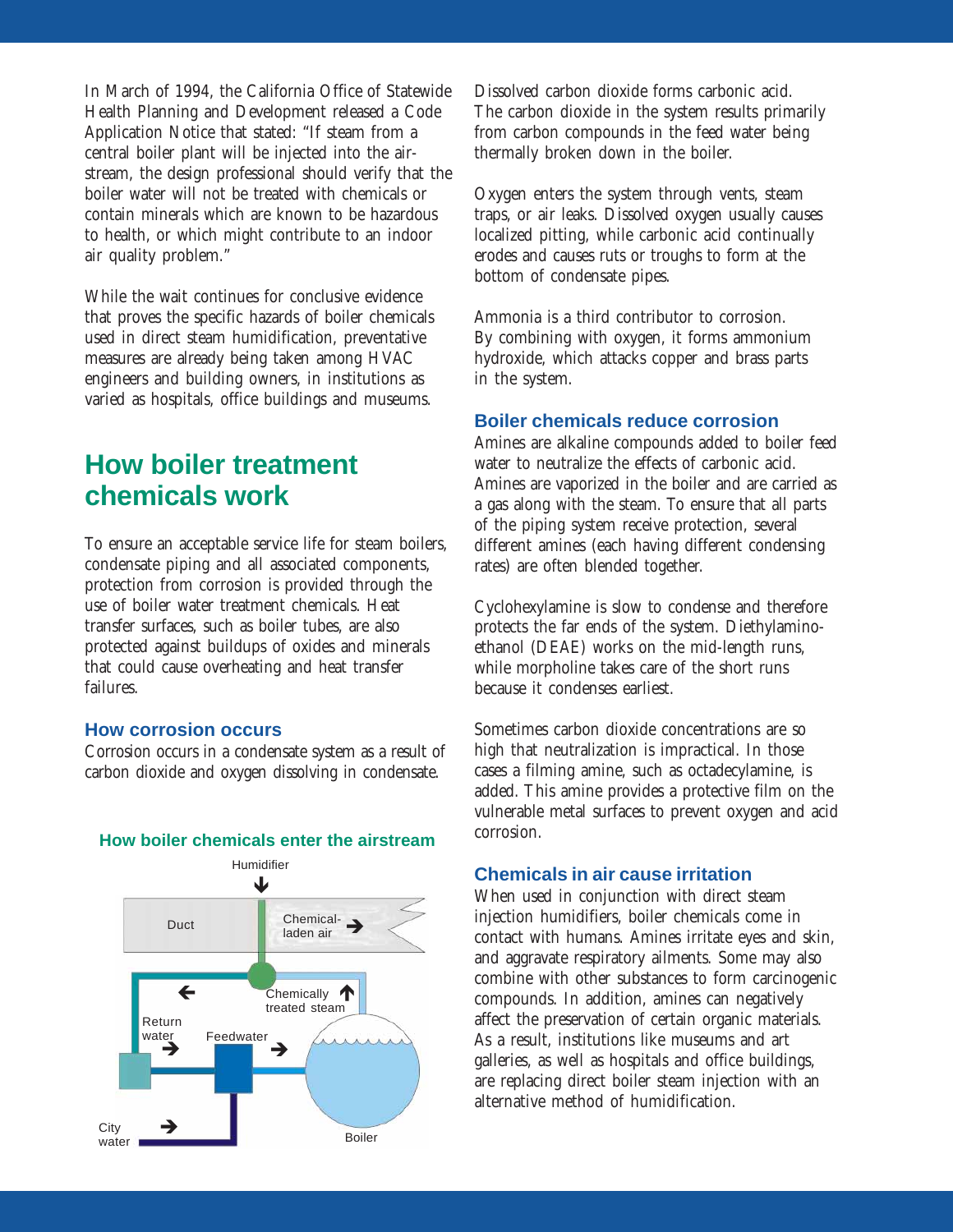In March of 1994, the California Office of Statewide Health Planning and Development released a Code Application Notice that stated: "If steam from a central boiler plant will be injected into the airstream, the design professional should verify that the boiler water will not be treated with chemicals or contain minerals which are known to be hazardous to health, or which might contribute to an indoor air quality problem."

While the wait continues for conclusive evidence that proves the specific hazards of boiler chemicals used in direct steam humidification, preventative measures are already being taken among HVAC engineers and building owners, in institutions as varied as hospitals, office buildings and museums.

## How boiler treatment chemicals work

To ensure an acceptable service life for steam boilers, condensate piping and all associated components, protection from corrosion is provided through the use of boiler water treatment chemicals. Heat transfer surfaces, such as boiler tubes, are also protected against buildups of oxides and minerals that could cause overheating and heat transfer failures.

### How corrosion occurs

Corrosion occurs in a condensate system as a result of carbon dioxide and oxygen dissolving in condensate.

**How boiler chemicals enter the airstream**

Humidifier

Duct

Chemical-laden air

Chemically treated steam

Return water

Feedwater

City water

Boiler

Dissolved carbon dioxide forms carbonic acid. The carbon dioxide in the system results primarily from carbon compounds in the feed water being thermally broken down in the boiler.

Oxygen enters the system through vents, steam traps, or air leaks. Dissolved oxygen usually causes localized pitting, while carbonic acid continually erodes and causes ruts or troughs to form at the bottom of condensate pipes.

Ammonia is a third contributor to corrosion. By combining with oxygen, it forms ammonium hydroxide, which attacks copper and brass parts in the system.

### Boiler chemicals reduce corrosion

Amines are alkaline compounds added to boiler feed water to neutralize the effects of carbonic acid. Amines are vaporized in the boiler and are carried as a gas along with the steam. To ensure that all parts of the piping system receive protection, several different amines (each having different condensing rates) are often blended together.

Cyclohexylamine is slow to condense and therefore protects the far ends of the system. Diethylaminoethanol (DEAE) works on the mid-length runs, while morpholine takes care of the short runs because it condenses earliest.

Sometimes carbon dioxide concentrations are so high that neutralization is impractical. In those cases a filming amine, such as octadecylamine, is added. This amine provides a protective film on the vulnerable metal surfaces to prevent oxygen and acid corrosion.

### Chemicals in air cause irritation

When used in conjunction with direct steam injection humidifiers, boiler chemicals come in contact with humans. Amines irritate eyes and skin, and aggravate respiratory ailments. Some may also combine with other substances to form carcinogenic compounds. In addition, amines can negatively affect the preservation of certain organic materials. As a result, institutions like museums and art galleries, as well as hospitals and office buildings, are replacing direct boiler steam injection with an alternative method of humidification.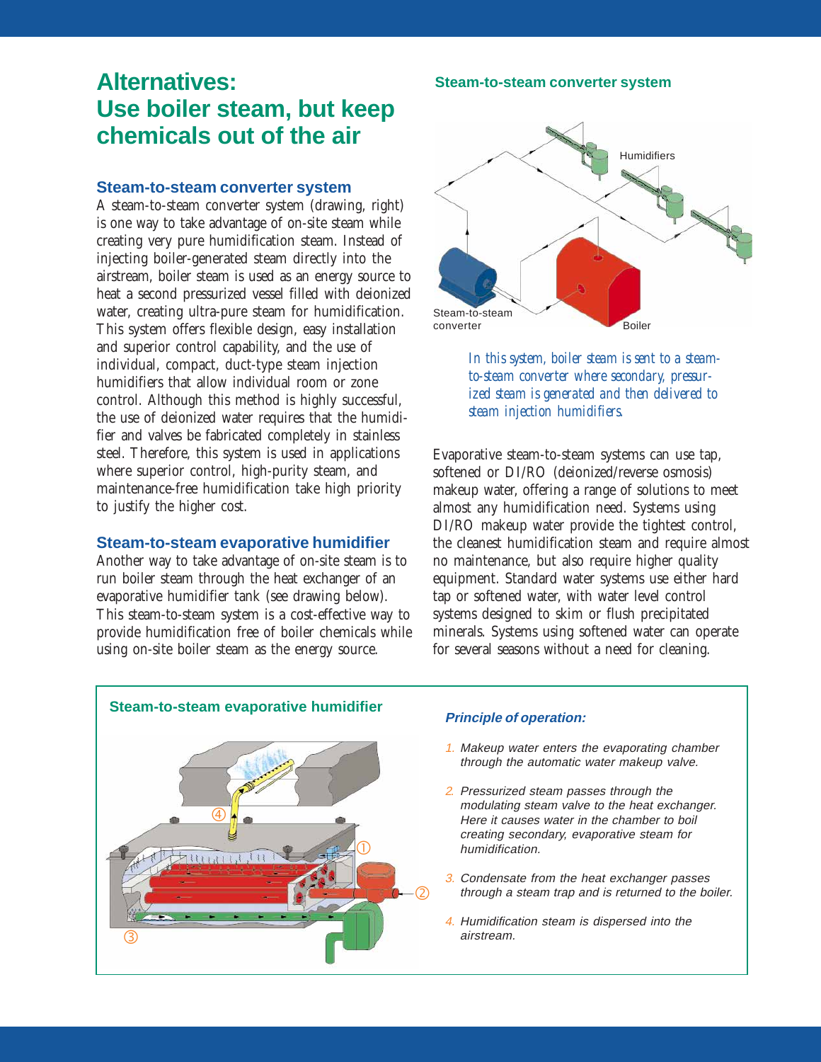# Alternatives: Use boiler steam, but keep chemicals out of the air

## Steam-to-steam converter system

A steam-to-steam converter system (drawing, right) is one way to take advantage of on-site steam while creating very pure humidification steam. Instead of injecting boiler-generated steam directly into the airstream, boiler steam is used as an energy source to heat a second pressurized vessel filled with deionized water, creating ultra-pure steam for humidification. This system offers flexible design, easy installation and superior control capability, and the use of individual, compact, duct-type steam injection humidifiers that allow individual room or zone control. Although this method is highly successful, the use of deionized water requires that the humidifier and valves be fabricated completely in stainless steel. Therefore, this system is used in applications where superior control, high-purity steam, and maintenance-free humidification take high priority to justify the higher cost.

## Steam-to-steam evaporative humidifier

Another way to take advantage of on-site steam is to run boiler steam through the heat exchanger of an evaporative humidifier tank (see drawing below). This steam-to-steam system is a cost-effective way to provide humidification free of boiler chemicals while using on-site boiler steam as the energy source.

**Steam-to-steam converter system**

Humidifiers

Steam-to-steam converter

Boiler

*In this system, boiler steam is sent to a steam-to-steam converter where secondary, pressurized steam is generated and then delivered to steam injection humidifiers.*

Evaporative steam-to-steam systems can use tap, softened or DI/RO (deionized/reverse osmosis) makeup water, offering a range of solutions to meet almost any humidification need. Systems using DI/RO makeup water provide the tightest control, the cleanest humidification steam and require almost no maintenance, but also require higher quality equipment. Standard water systems use either hard tap or softened water, with water level control systems designed to skim or flush precipitated minerals. Systems using softened water can operate for several seasons without a need for cleaning.

**Steam-to-steam evaporative humidifier**

***Principle of operation:***

1. *Makeup water enters the evaporating chamber through the automatic water makeup valve.*
2. *Pressurized steam passes through the modulating steam valve to the heat exchanger. Here it causes water in the chamber to boil creating secondary, evaporative steam for humidification.*
3. *Condensate from the heat exchanger passes through a steam trap and is returned to the boiler.*
4. *Humidification steam is dispersed into the airstream.*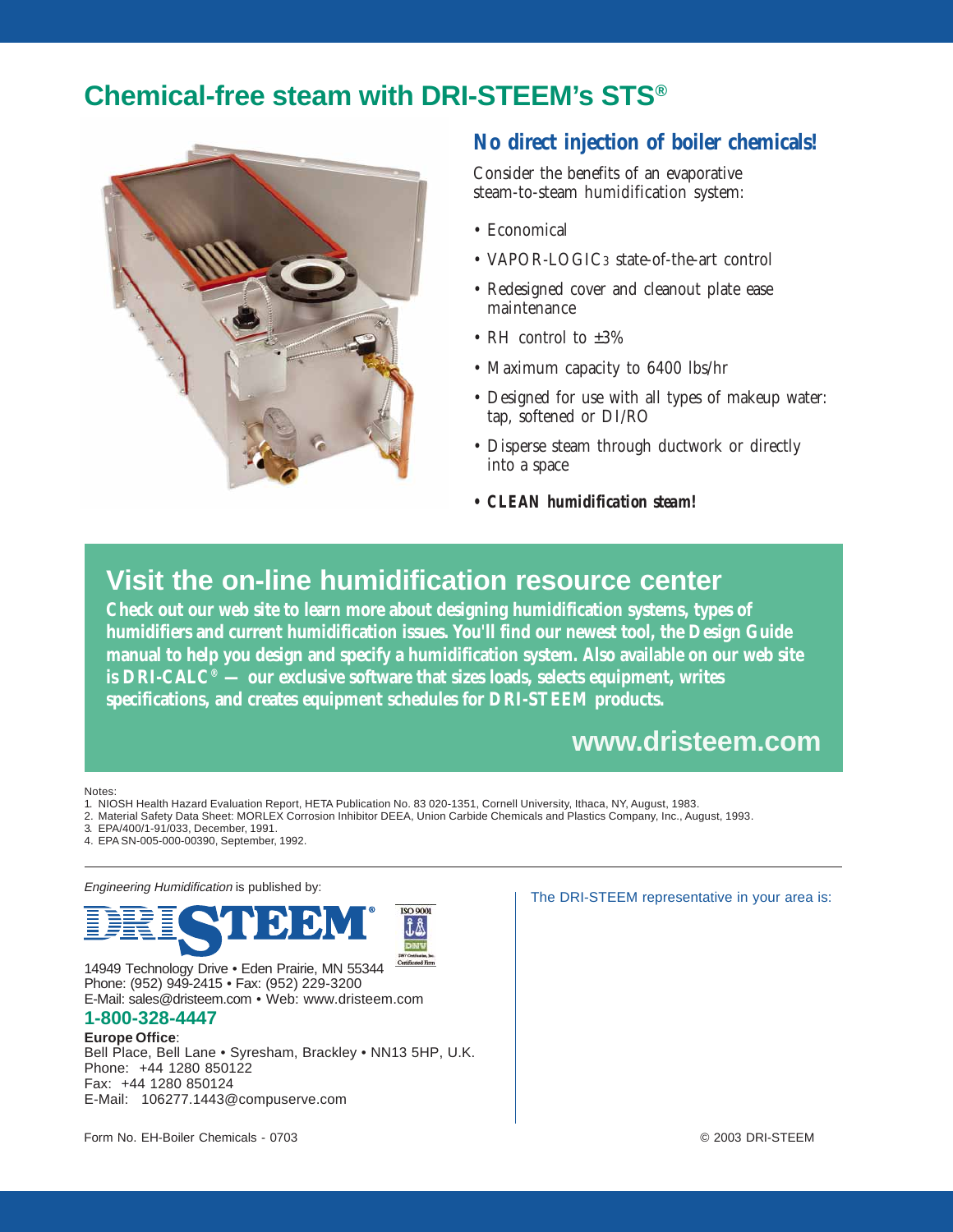# Chemical-free steam with DRI-STEEM's STS®

## No direct injection of boiler chemicals!

Consider the benefits of an evaporative steam-to-steam humidification system:

- Economical
- VAPOR-LOGIC3 state-of-the-art control
- Redesigned cover and cleanout plate ease maintenance
- RH control to ±3%
- Maximum capacity to 6400 lbs/hr
- Designed for use with all types of makeup water: tap, softened or DI/RO
- Disperse steam through ductwork or directly into a space
- **CLEAN humidification steam!**

## Visit the on-line humidification resource center

**Check out our web site to learn more about designing humidification systems, types of humidifiers and current humidification issues. You'll find our newest tool, the Design Guide manual to help you design and specify a humidification system. Also available on our web site is DRI-CALC® — our exclusive software that sizes loads, selects equipment, writes specifications, and creates equipment schedules for DRI-STEEM products.**

**www.dristeem.com**

Notes:
1. NIOSH Health Hazard Evaluation Report, HETA Publication No. 83 020-1351, Cornell University, Ithaca, NY, August, 1983.
2. Material Safety Data Sheet: MORLEX Corrosion Inhibitor DEEA, Union Carbide Chemicals and Plastics Company, Inc., August, 1993.
3. EPA/400/1-91/033, December, 1991.
4. EPA SN-005-000-00390, September, 1992.

*Engineering Humidification* is published by:

DRI-STEEM®

ISO 9001 DNV Certification, Inc. Certificated Firm

14949 Technology Drive • Eden Prairie, MN 55344
Phone: (952) 949-2415 • Fax: (952) 229-3200
E-Mail: sales@dristeem.com • Web: www.dristeem.com

**1-800-328-4447**

**Europe Office**:
Bell Place, Bell Lane • Syresham, Brackley • NN13 5HP, U.K.
Phone: +44 1280 850122
Fax: +44 1280 850124
E-Mail: 106277.1443@compuserve.com

The DRI-STEEM representative in your area is:

Form No. EH-Boiler Chemicals - 0703

© 2003 DRI-STEEM